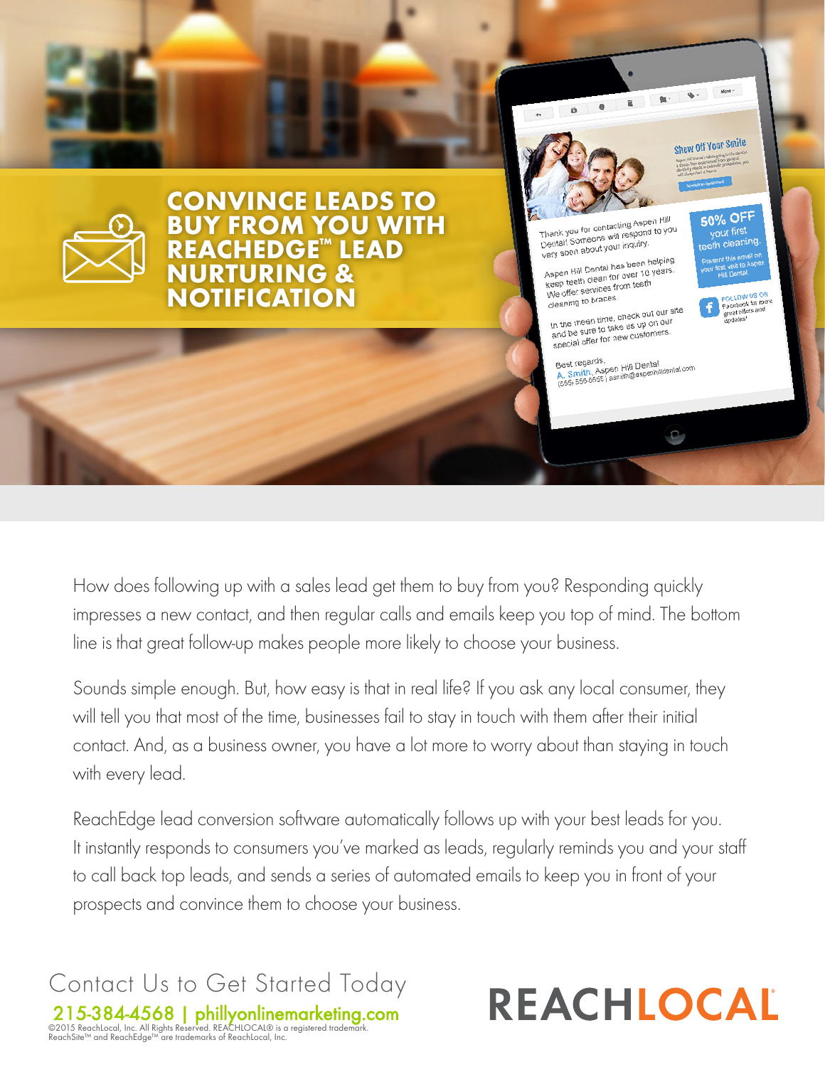# CONVINCE LEADS TO BUY FROM YOU WITH REACHEDGE™ LEAD NURTURING & NOTIFICATION

How does following up with a sales lead get them to buy from you? Responding quickly impresses a new contact, and then regular calls and emails keep you top of mind. The bottom line is that great follow-up makes people more likely to choose your business.

Sounds simple enough. But, how easy is that in real life? If you ask any local consumer, they will tell you that most of the time, businesses fail to stay in touch with them after their initial contact. And, as a business owner, you have a lot more to worry about than staying in touch with every lead.

ReachEdge lead conversion software automatically follows up with your best leads for you. It instantly responds to consumers you've marked as leads, regularly reminds you and your staff to call back top leads, and sends a series of automated emails to keep you in front of your prospects and convince them to choose your business.

## Contact Us to Get Started Today

**215-384-4568 | phillyonlinemarketing.com**

©2015 ReachLocal, Inc. All Rights Reserved. REACHLOCAL® is a registered trademark. ReachSite™ and ReachEdge™ are trademarks of ReachLocal, Inc.

**REACHLOCAL**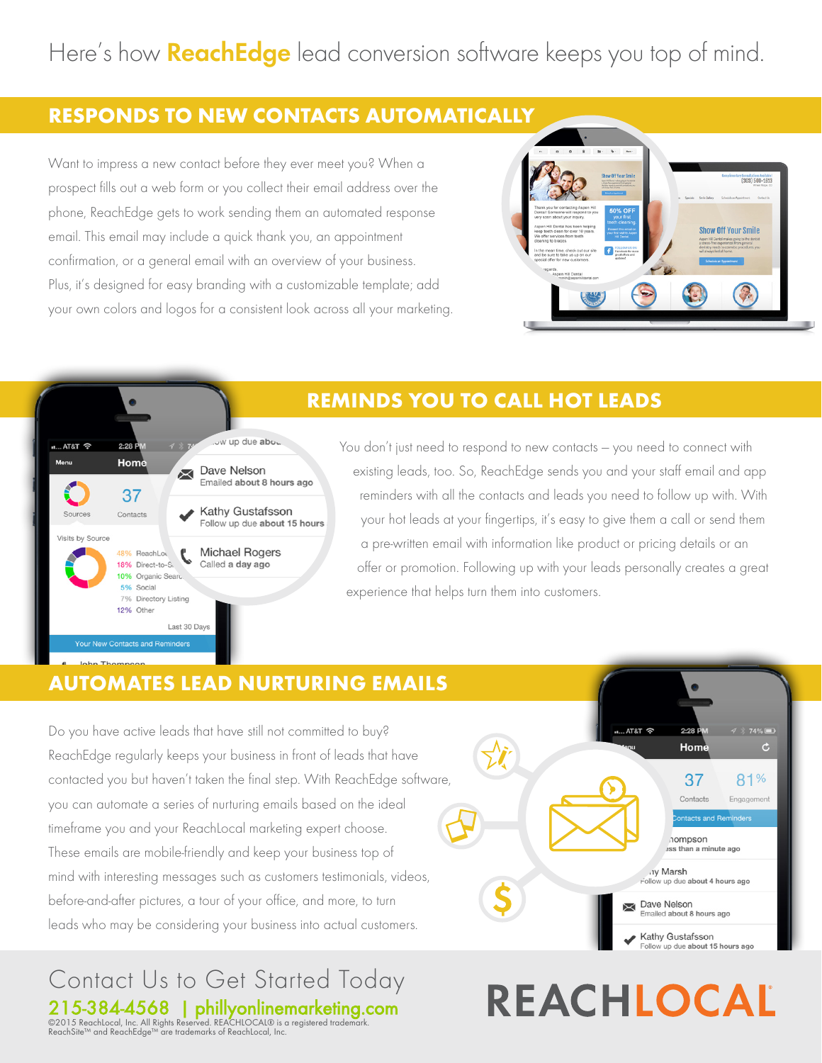Here's how **ReachEdge** lead conversion software keeps you top of mind.

## RESPONDS TO NEW CONTACTS AUTOMATICALLY

Want to impress a new contact before they ever meet you? When a prospect fills out a web form or you collect their email address over the phone, ReachEdge gets to work sending them an automated response email. This email may include a quick thank you, an appointment confirmation, or a general email with an overview of your business. Plus, it's designed for easy branding with a customizable template; add your own colors and logos for a consistent look across all your marketing.

## REMINDS YOU TO CALL HOT LEADS

You don't just need to respond to new contacts – you need to connect with existing leads, too. So, ReachEdge sends you and your staff email and app reminders with all the contacts and leads you need to follow up with. With your hot leads at your fingertips, it's easy to give them a call or send them a pre-written email with information like product or pricing details or an offer or promotion. Following up with your leads personally creates a great experience that helps turn them into customers.

## AUTOMATES LEAD NURTURING EMAILS

Do you have active leads that have still not committed to buy? ReachEdge regularly keeps your business in front of leads that have contacted you but haven't taken the final step. With ReachEdge software, you can automate a series of nurturing emails based on the ideal timeframe you and your ReachLocal marketing expert choose. These emails are mobile-friendly and keep your business top of mind with interesting messages such as customers testimonials, videos, before-and-after pictures, a tour of your office, and more, to turn leads who may be considering your business into actual customers.

## Contact Us to Get Started Today

**215-384-4568 | phillyonlinemarketing.com**

©2015 ReachLocal, Inc. All Rights Reserved. REACHLOCAL® is a registered trademark. ReachSite™ and ReachEdge™ are trademarks of ReachLocal, Inc.

REACHLOCAL